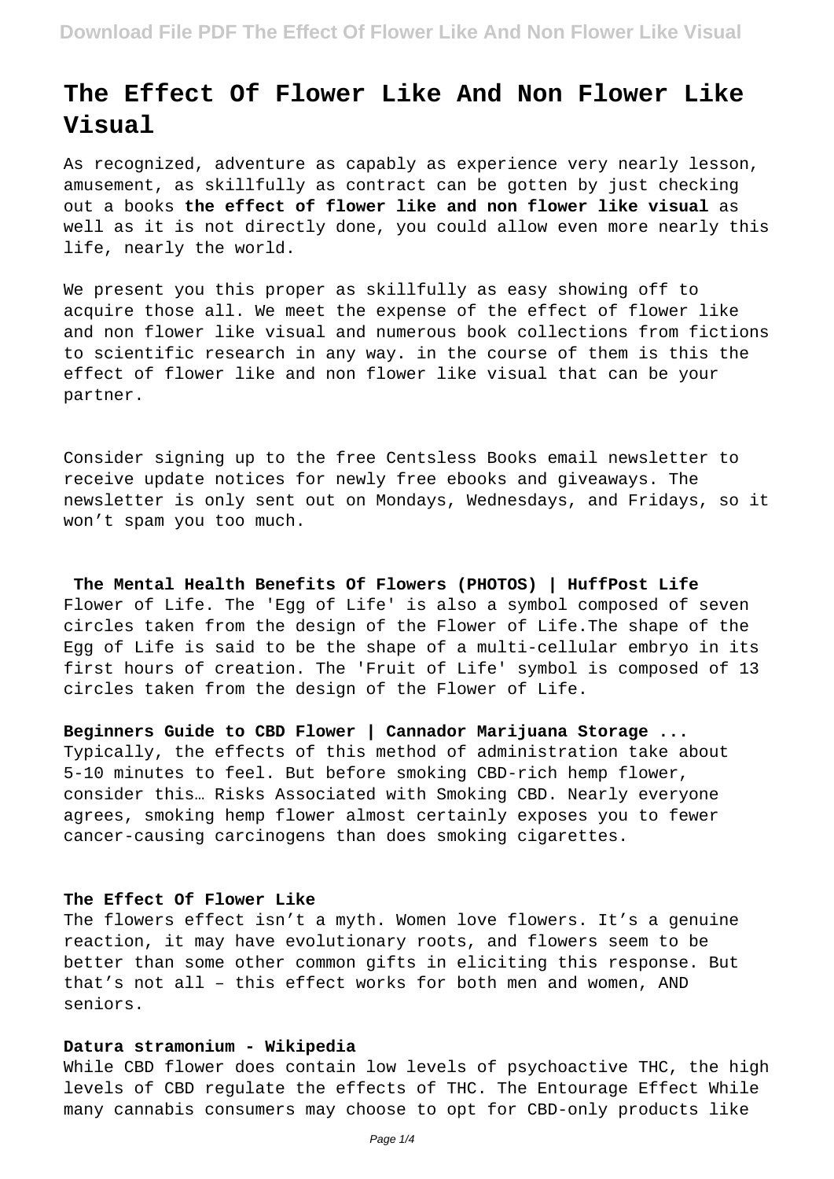# The Effect Of Flower Like And Non Flower Like Visual

As recognized, adventure as capably as experience very nearly lesson, amusement, as skillfully as contract can be gotten by just checking out a books **the effect of flower like and non flower like visual** as well as it is not directly done, you could allow even more nearly this life, nearly the world.

We present you this proper as skillfully as easy showing off to acquire those all. We meet the expense of the effect of flower like and non flower like visual and numerous book collections from fictions to scientific research in any way. in the course of them is this the effect of flower like and non flower like visual that can be your partner.

Consider signing up to the free Centsless Books email newsletter to receive update notices for newly free ebooks and giveaways. The newsletter is only sent out on Mondays, Wednesdays, and Fridays, so it won't spam you too much.

**The Mental Health Benefits Of Flowers (PHOTOS) | HuffPost Life**

Flower of Life. The 'Egg of Life' is also a symbol composed of seven circles taken from the design of the Flower of Life.The shape of the Egg of Life is said to be the shape of a multi-cellular embryo in its first hours of creation. The 'Fruit of Life' symbol is composed of 13 circles taken from the design of the Flower of Life.

**Beginners Guide to CBD Flower | Cannador Marijuana Storage ...**

Typically, the effects of this method of administration take about 5-10 minutes to feel. But before smoking CBD-rich hemp flower, consider this… Risks Associated with Smoking CBD. Nearly everyone agrees, smoking hemp flower almost certainly exposes you to fewer cancer-causing carcinogens than does smoking cigarettes.

**The Effect Of Flower Like**

The flowers effect isn't a myth. Women love flowers. It's a genuine reaction, it may have evolutionary roots, and flowers seem to be better than some other common gifts in eliciting this response. But that's not all – this effect works for both men and women, AND seniors.

**Datura stramonium - Wikipedia**

While CBD flower does contain low levels of psychoactive THC, the high levels of CBD regulate the effects of THC. The Entourage Effect While many cannabis consumers may choose to opt for CBD-only products like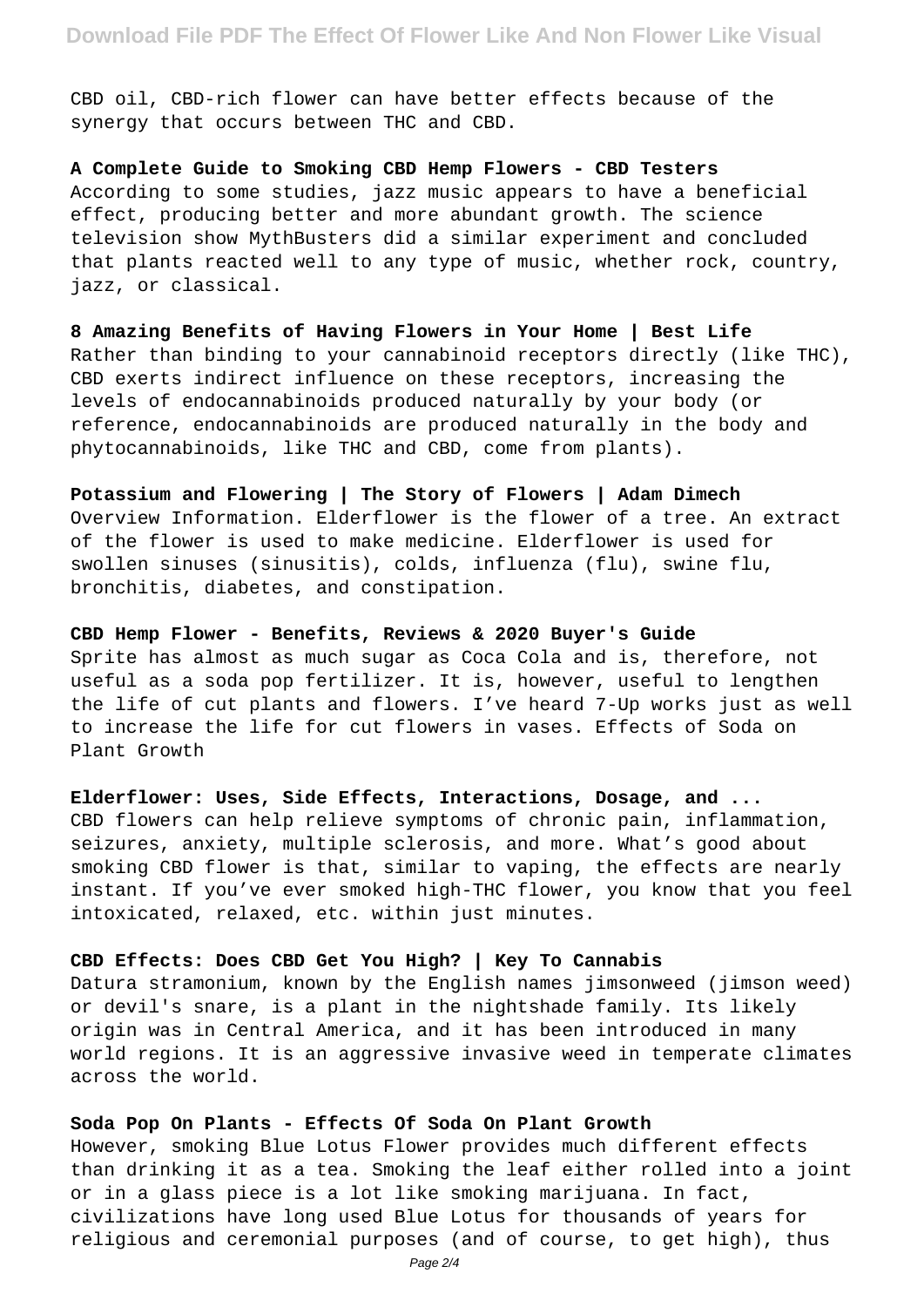CBD oil, CBD-rich flower can have better effects because of the synergy that occurs between THC and CBD.

**A Complete Guide to Smoking CBD Hemp Flowers - CBD Testers**

According to some studies, jazz music appears to have a beneficial effect, producing better and more abundant growth. The science television show MythBusters did a similar experiment and concluded that plants reacted well to any type of music, whether rock, country, jazz, or classical.

**8 Amazing Benefits of Having Flowers in Your Home | Best Life**

Rather than binding to your cannabinoid receptors directly (like THC), CBD exerts indirect influence on these receptors, increasing the levels of endocannabinoids produced naturally by your body (or reference, endocannabinoids are produced naturally in the body and phytocannabinoids, like THC and CBD, come from plants).

**Potassium and Flowering | The Story of Flowers | Adam Dimech**

Overview Information. Elderflower is the flower of a tree. An extract of the flower is used to make medicine. Elderflower is used for swollen sinuses (sinusitis), colds, influenza (flu), swine flu, bronchitis, diabetes, and constipation.

**CBD Hemp Flower - Benefits, Reviews & 2020 Buyer's Guide**

Sprite has almost as much sugar as Coca Cola and is, therefore, not useful as a soda pop fertilizer. It is, however, useful to lengthen the life of cut plants and flowers. I've heard 7-Up works just as well to increase the life for cut flowers in vases. Effects of Soda on Plant Growth

**Elderflower: Uses, Side Effects, Interactions, Dosage, and ...**

CBD flowers can help relieve symptoms of chronic pain, inflammation, seizures, anxiety, multiple sclerosis, and more. What's good about smoking CBD flower is that, similar to vaping, the effects are nearly instant. If you've ever smoked high-THC flower, you know that you feel intoxicated, relaxed, etc. within just minutes.

**CBD Effects: Does CBD Get You High? | Key To Cannabis**

Datura stramonium, known by the English names jimsonweed (jimson weed) or devil's snare, is a plant in the nightshade family. Its likely origin was in Central America, and it has been introduced in many world regions. It is an aggressive invasive weed in temperate climates across the world.

**Soda Pop On Plants - Effects Of Soda On Plant Growth**

However, smoking Blue Lotus Flower provides much different effects than drinking it as a tea. Smoking the leaf either rolled into a joint or in a glass piece is a lot like smoking marijuana. In fact, civilizations have long used Blue Lotus for thousands of years for religious and ceremonial purposes (and of course, to get high), thus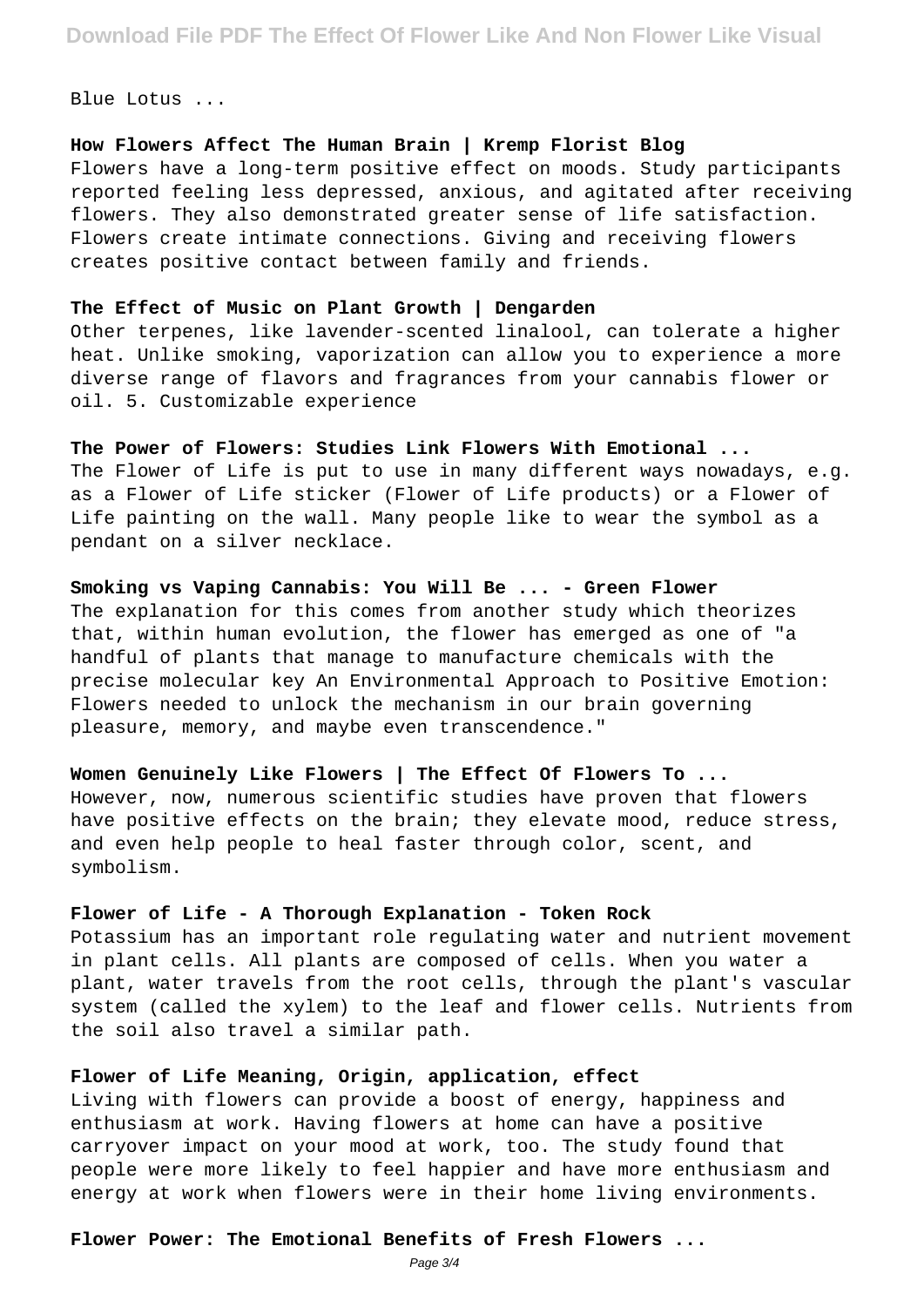Blue Lotus ...

**How Flowers Affect The Human Brain | Kremp Florist Blog**

Flowers have a long-term positive effect on moods. Study participants reported feeling less depressed, anxious, and agitated after receiving flowers. They also demonstrated greater sense of life satisfaction. Flowers create intimate connections. Giving and receiving flowers creates positive contact between family and friends.

**The Effect of Music on Plant Growth | Dengarden**

Other terpenes, like lavender-scented linalool, can tolerate a higher heat. Unlike smoking, vaporization can allow you to experience a more diverse range of flavors and fragrances from your cannabis flower or oil. 5. Customizable experience

**The Power of Flowers: Studies Link Flowers With Emotional ...**

The Flower of Life is put to use in many different ways nowadays, e.g. as a Flower of Life sticker (Flower of Life products) or a Flower of Life painting on the wall. Many people like to wear the symbol as a pendant on a silver necklace.

**Smoking vs Vaping Cannabis: You Will Be ... - Green Flower**

The explanation for this comes from another study which theorizes that, within human evolution, the flower has emerged as one of "a handful of plants that manage to manufacture chemicals with the precise molecular key An Environmental Approach to Positive Emotion: Flowers needed to unlock the mechanism in our brain governing pleasure, memory, and maybe even transcendence."

**Women Genuinely Like Flowers | The Effect Of Flowers To ...**

However, now, numerous scientific studies have proven that flowers have positive effects on the brain; they elevate mood, reduce stress, and even help people to heal faster through color, scent, and symbolism.

**Flower of Life - A Thorough Explanation - Token Rock**

Potassium has an important role regulating water and nutrient movement in plant cells. All plants are composed of cells. When you water a plant, water travels from the root cells, through the plant's vascular system (called the xylem) to the leaf and flower cells. Nutrients from the soil also travel a similar path.

**Flower of Life Meaning, Origin, application, effect**

Living with flowers can provide a boost of energy, happiness and enthusiasm at work. Having flowers at home can have a positive carryover impact on your mood at work, too. The study found that people were more likely to feel happier and have more enthusiasm and energy at work when flowers were in their home living environments.

**Flower Power: The Emotional Benefits of Fresh Flowers ...**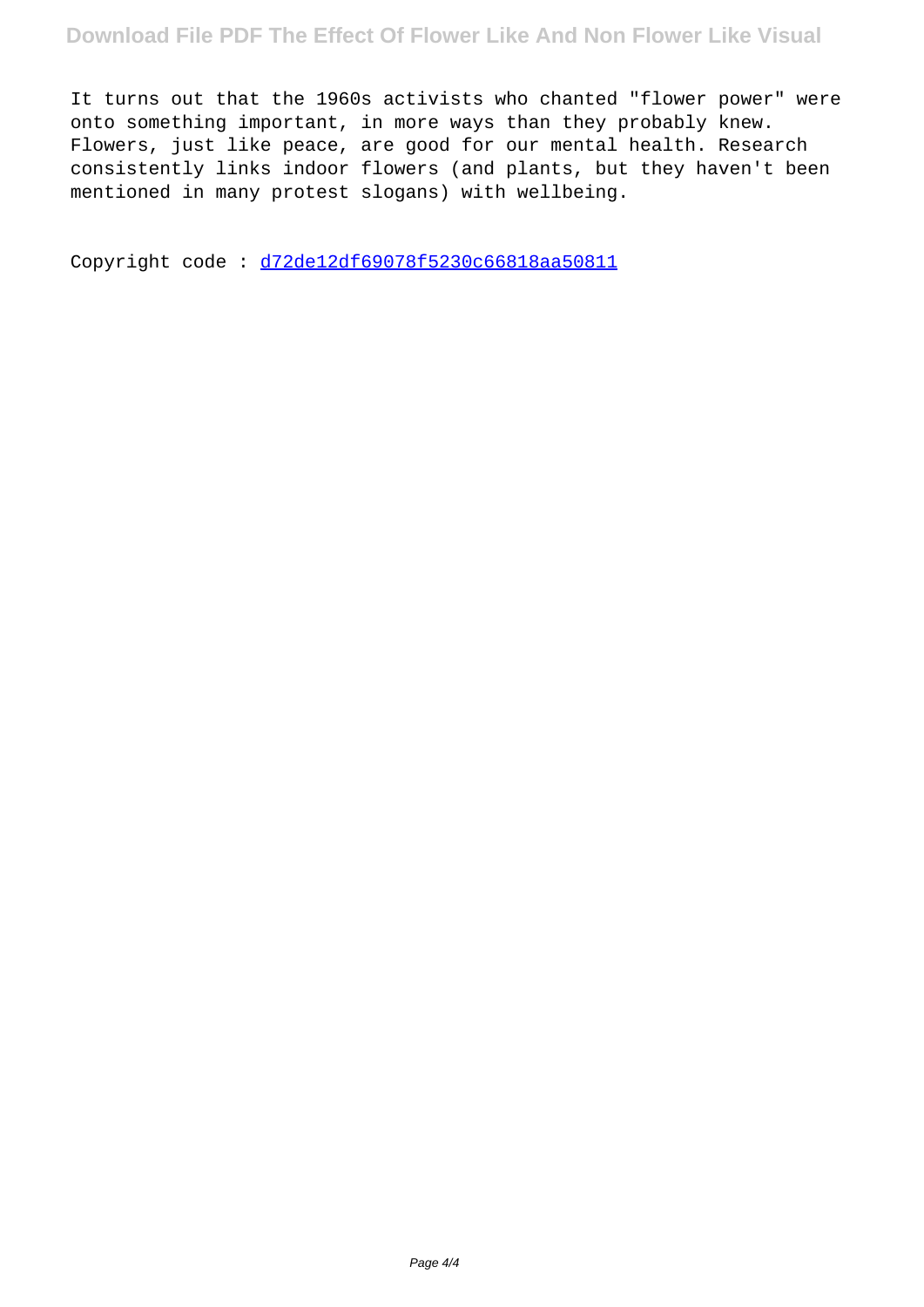It turns out that the 1960s activists who chanted "flower power" were onto something important, in more ways than they probably knew. Flowers, just like peace, are good for our mental health. Research consistently links indoor flowers (and plants, but they haven't been mentioned in many protest slogans) with wellbeing.

Copyright code : d72de12df69078f5230c66818aa50811